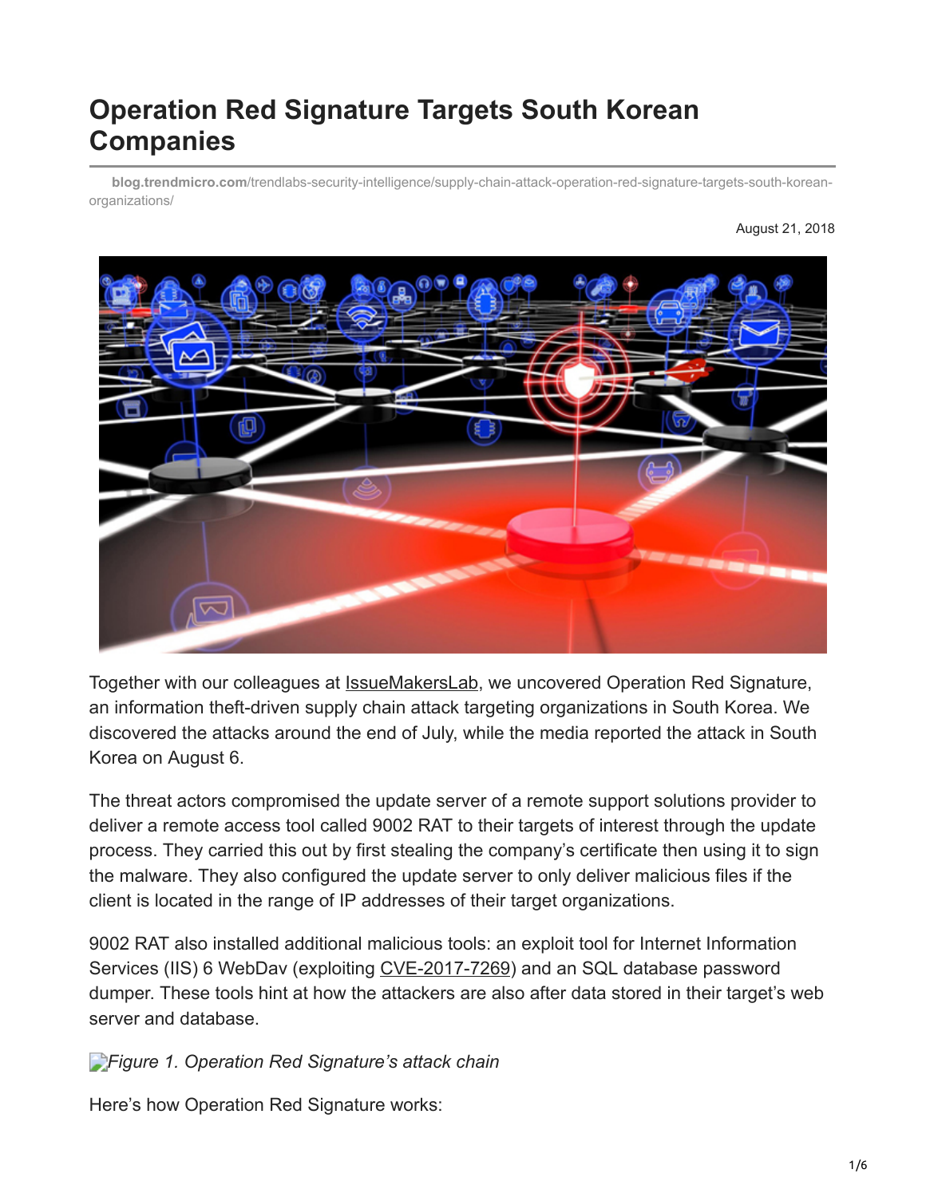# Operation Red Signature Targets South Korean Companies

blog.trendmicro.com/trendlabs-security-intelligence/supply-chain-attack-operation-red-signature-targets-south-korean-organizations/

August 21, 2018

Together with our colleagues at IssueMakersLab, we uncovered Operation Red Signature, an information theft-driven supply chain attack targeting organizations in South Korea. We discovered the attacks around the end of July, while the media reported the attack in South Korea on August 6.

The threat actors compromised the update server of a remote support solutions provider to deliver a remote access tool called 9002 RAT to their targets of interest through the update process. They carried this out by first stealing the company's certificate then using it to sign the malware. They also configured the update server to only deliver malicious files if the client is located in the range of IP addresses of their target organizations.

9002 RAT also installed additional malicious tools: an exploit tool for Internet Information Services (IIS) 6 WebDav (exploiting CVE-2017-7269) and an SQL database password dumper. These tools hint at how the attackers are also after data stored in their target's web server and database.

*Figure 1. Operation Red Signature's attack chain*

Here's how Operation Red Signature works: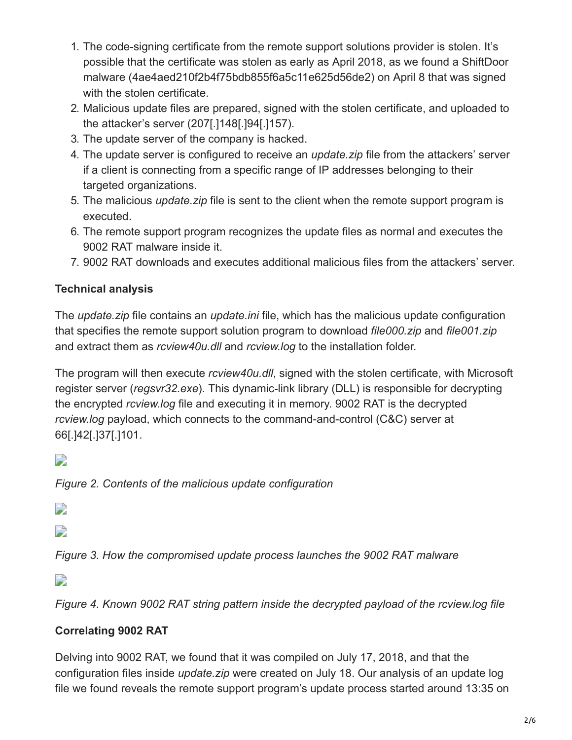1. The code-signing certificate from the remote support solutions provider is stolen. It's possible that the certificate was stolen as early as April 2018, as we found a ShiftDoor malware (4ae4aed210f2b4f75bdb855f6a5c11e625d56de2) on April 8 that was signed with the stolen certificate.
2. Malicious update files are prepared, signed with the stolen certificate, and uploaded to the attacker's server (207[.]148[.]94[.]157).
3. The update server of the company is hacked.
4. The update server is configured to receive an *update.zip* file from the attackers' server if a client is connecting from a specific range of IP addresses belonging to their targeted organizations.
5. The malicious *update.zip* file is sent to the client when the remote support program is executed.
6. The remote support program recognizes the update files as normal and executes the 9002 RAT malware inside it.
7. 9002 RAT downloads and executes additional malicious files from the attackers' server.

**Technical analysis**

The *update.zip* file contains an *update.ini* file, which has the malicious update configuration that specifies the remote support solution program to download *file000.zip* and *file001.zip* and extract them as *rcview40u.dll* and *rcview.log* to the installation folder.

The program will then execute *rcview40u.dll*, signed with the stolen certificate, with Microsoft register server (*regsvr32.exe*). This dynamic-link library (DLL) is responsible for decrypting the encrypted *rcview.log* file and executing it in memory. 9002 RAT is the decrypted *rcview.log* payload, which connects to the command-and-control (C&C) server at 66[.]42[.]37[.]101.

*Figure 2. Contents of the malicious update configuration*

*Figure 3. How the compromised update process launches the 9002 RAT malware*

*Figure 4. Known 9002 RAT string pattern inside the decrypted payload of the rcview.log file*

**Correlating 9002 RAT**

Delving into 9002 RAT, we found that it was compiled on July 17, 2018, and that the configuration files inside *update.zip* were created on July 18. Our analysis of an update log file we found reveals the remote support program's update process started around 13:35 on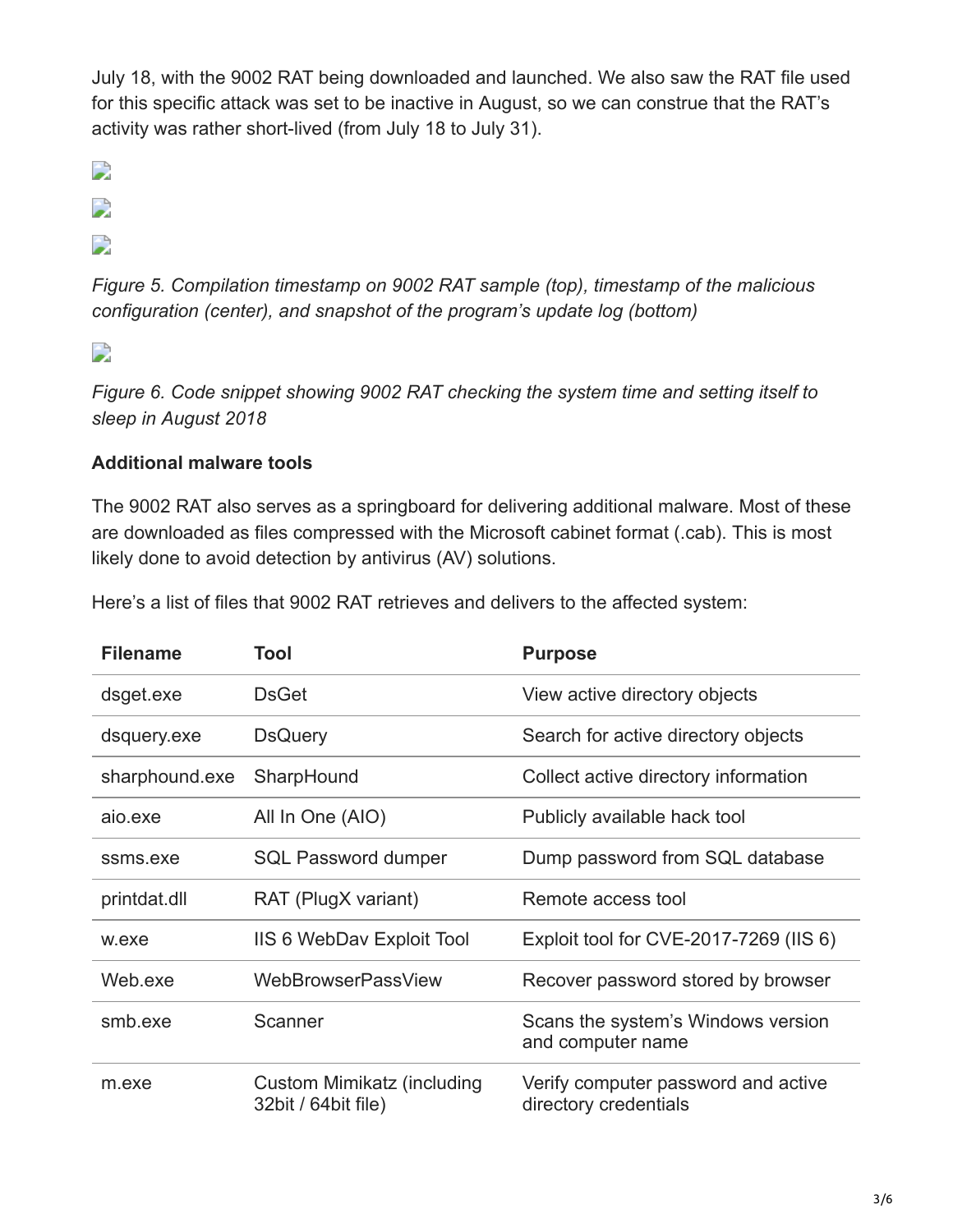July 18, with the 9002 RAT being downloaded and launched. We also saw the RAT file used for this specific attack was set to be inactive in August, so we can construe that the RAT's activity was rather short-lived (from July 18 to July 31).

*Figure 5. Compilation timestamp on 9002 RAT sample (top), timestamp of the malicious configuration (center), and snapshot of the program's update log (bottom)*

*Figure 6. Code snippet showing 9002 RAT checking the system time and setting itself to sleep in August 2018*

**Additional malware tools**

The 9002 RAT also serves as a springboard for delivering additional malware. Most of these are downloaded as files compressed with the Microsoft cabinet format (.cab). This is most likely done to avoid detection by antivirus (AV) solutions.

Here's a list of files that 9002 RAT retrieves and delivers to the affected system:

| Filename | Tool | Purpose |
| --- | --- | --- |
| dsget.exe | DsGet | View active directory objects |
| dsquery.exe | DsQuery | Search for active directory objects |
| sharphound.exe | SharpHound | Collect active directory information |
| aio.exe | All In One (AIO) | Publicly available hack tool |
| ssms.exe | SQL Password dumper | Dump password from SQL database |
| printdat.dll | RAT (PlugX variant) | Remote access tool |
| w.exe | IIS 6 WebDav Exploit Tool | Exploit tool for CVE-2017-7269 (IIS 6) |
| Web.exe | WebBrowserPassView | Recover password stored by browser |
| smb.exe | Scanner | Scans the system's Windows version and computer name |
| m.exe | Custom Mimikatz (including 32bit / 64bit file) | Verify computer password and active directory credentials |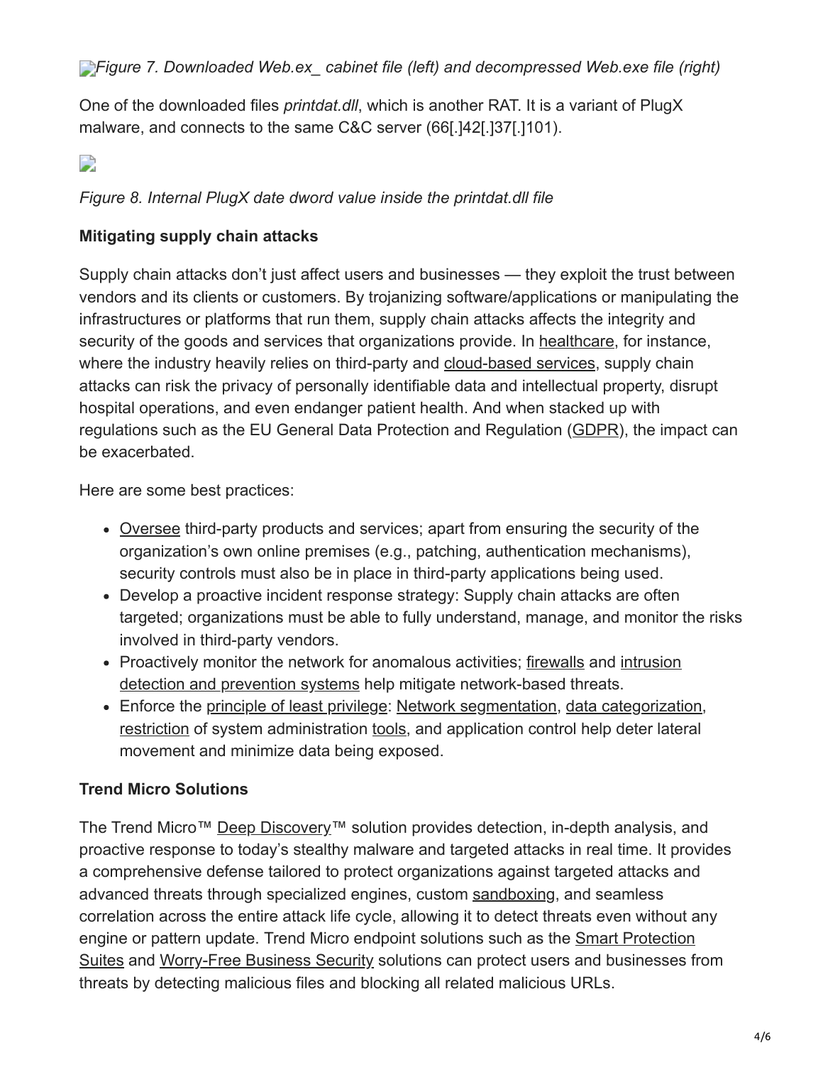*Figure 7. Downloaded Web.ex_ cabinet file (left) and decompressed Web.exe file (right)*

One of the downloaded files *printdat.dll*, which is another RAT. It is a variant of PlugX malware, and connects to the same C&C server (66[.]42[.]37[.]101).

*Figure 8. Internal PlugX date dword value inside the printdat.dll file*

**Mitigating supply chain attacks**

Supply chain attacks don't just affect users and businesses — they exploit the trust between vendors and its clients or customers. By trojanizing software/applications or manipulating the infrastructures or platforms that run them, supply chain attacks affects the integrity and security of the goods and services that organizations provide. In healthcare, for instance, where the industry heavily relies on third-party and cloud-based services, supply chain attacks can risk the privacy of personally identifiable data and intellectual property, disrupt hospital operations, and even endanger patient health. And when stacked up with regulations such as the EU General Data Protection and Regulation (GDPR), the impact can be exacerbated.

Here are some best practices:

- Oversee third-party products and services; apart from ensuring the security of the organization's own online premises (e.g., patching, authentication mechanisms), security controls must also be in place in third-party applications being used.
- Develop a proactive incident response strategy: Supply chain attacks are often targeted; organizations must be able to fully understand, manage, and monitor the risks involved in third-party vendors.
- Proactively monitor the network for anomalous activities; firewalls and intrusion detection and prevention systems help mitigate network-based threats.
- Enforce the principle of least privilege: Network segmentation, data categorization, restriction of system administration tools, and application control help deter lateral movement and minimize data being exposed.

**Trend Micro Solutions**

The Trend Micro™ Deep Discovery™ solution provides detection, in-depth analysis, and proactive response to today's stealthy malware and targeted attacks in real time. It provides a comprehensive defense tailored to protect organizations against targeted attacks and advanced threats through specialized engines, custom sandboxing, and seamless correlation across the entire attack life cycle, allowing it to detect threats even without any engine or pattern update. Trend Micro endpoint solutions such as the Smart Protection Suites and Worry-Free Business Security solutions can protect users and businesses from threats by detecting malicious files and blocking all related malicious URLs.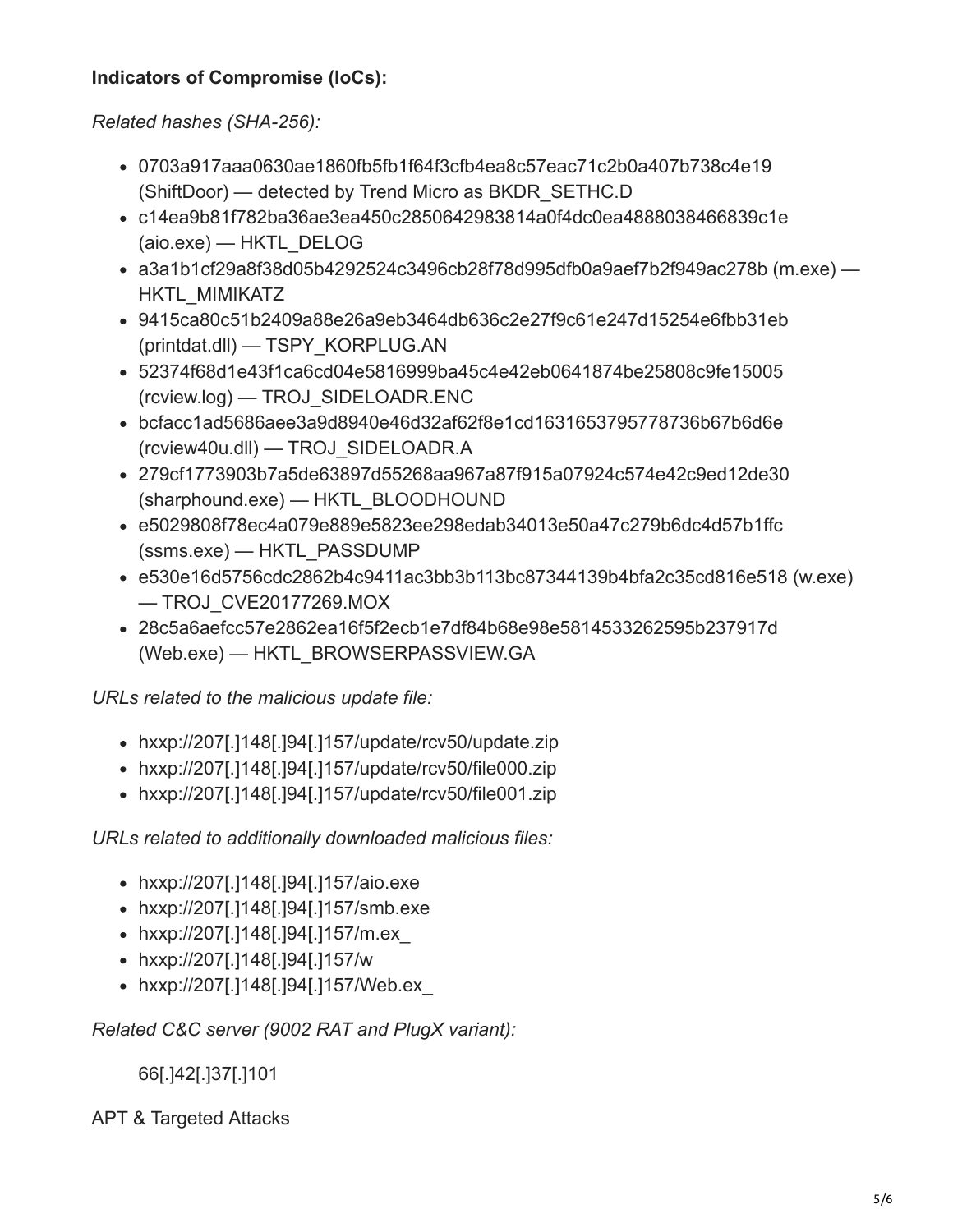**Indicators of Compromise (IoCs):**

*Related hashes (SHA-256):*

- 0703a917aaa0630ae1860fb5fb1f64f3cfb4ea8c57eac71c2b0a407b738c4e19 (ShiftDoor) — detected by Trend Micro as BKDR_SETHC.D
- c14ea9b81f782ba36ae3ea450c2850642983814a0f4dc0ea4888038466839c1e (aio.exe) — HKTL_DELOG
- a3a1b1cf29a8f38d05b4292524c3496cb28f78d995dfb0a9aef7b2f949ac278b (m.exe) — HKTL_MIMIKATZ
- 9415ca80c51b2409a88e26a9eb3464db636c2e27f9c61e247d15254e6fbb31eb (printdat.dll) — TSPY_KORPLUG.AN
- 52374f68d1e43f1ca6cd04e5816999ba45c4e42eb0641874be25808c9fe15005 (rcview.log) — TROJ_SIDELOADR.ENC
- bcfacc1ad5686aee3a9d8940e46d32af62f8e1cd1631653795778736b67b6d6e (rcview40u.dll) — TROJ_SIDELOADR.A
- 279cf1773903b7a5de63897d55268aa967a87f915a07924c574e42c9ed12de30 (sharphound.exe) — HKTL_BLOODHOUND
- e5029808f78ec4a079e889e5823ee298edab34013e50a47c279b6dc4d57b1ffc (ssms.exe) — HKTL_PASSDUMP
- e530e16d5756cdc2862b4c9411ac3bb3b113bc87344139b4bfa2c35cd816e518 (w.exe) — TROJ_CVE20177269.MOX
- 28c5a6aefcc57e2862ea16f5f2ecb1e7df84b68e98e5814533262595b237917d (Web.exe) — HKTL_BROWSERPASSVIEW.GA

*URLs related to the malicious update file:*

- hxxp://207[.]148[.]94[.]157/update/rcv50/update.zip
- hxxp://207[.]148[.]94[.]157/update/rcv50/file000.zip
- hxxp://207[.]148[.]94[.]157/update/rcv50/file001.zip

*URLs related to additionally downloaded malicious files:*

- hxxp://207[.]148[.]94[.]157/aio.exe
- hxxp://207[.]148[.]94[.]157/smb.exe
- hxxp://207[.]148[.]94[.]157/m.ex_
- hxxp://207[.]148[.]94[.]157/w
- hxxp://207[.]148[.]94[.]157/Web.ex_

*Related C&C server (9002 RAT and PlugX variant):*

66[.]42[.]37[.]101

APT & Targeted Attacks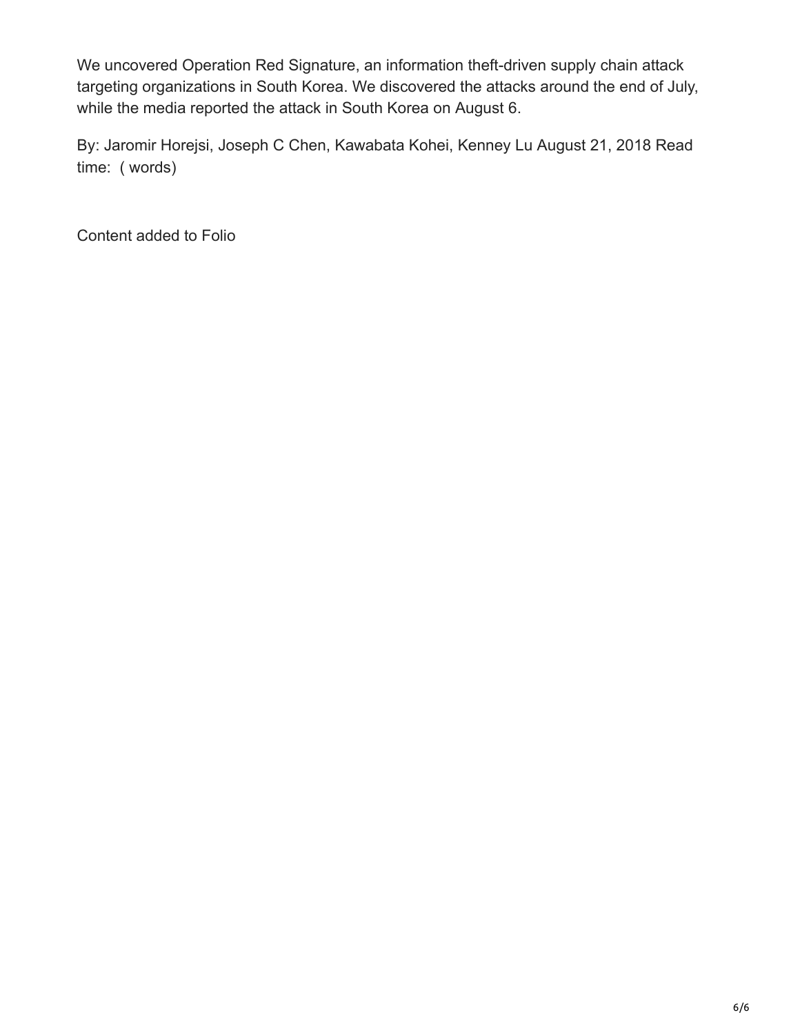We uncovered Operation Red Signature, an information theft-driven supply chain attack targeting organizations in South Korea. We discovered the attacks around the end of July, while the media reported the attack in South Korea on August 6.

By: Jaromir Horejsi, Joseph C Chen, Kawabata Kohei, Kenney Lu August 21, 2018 Read time: ( words)

Content added to Folio